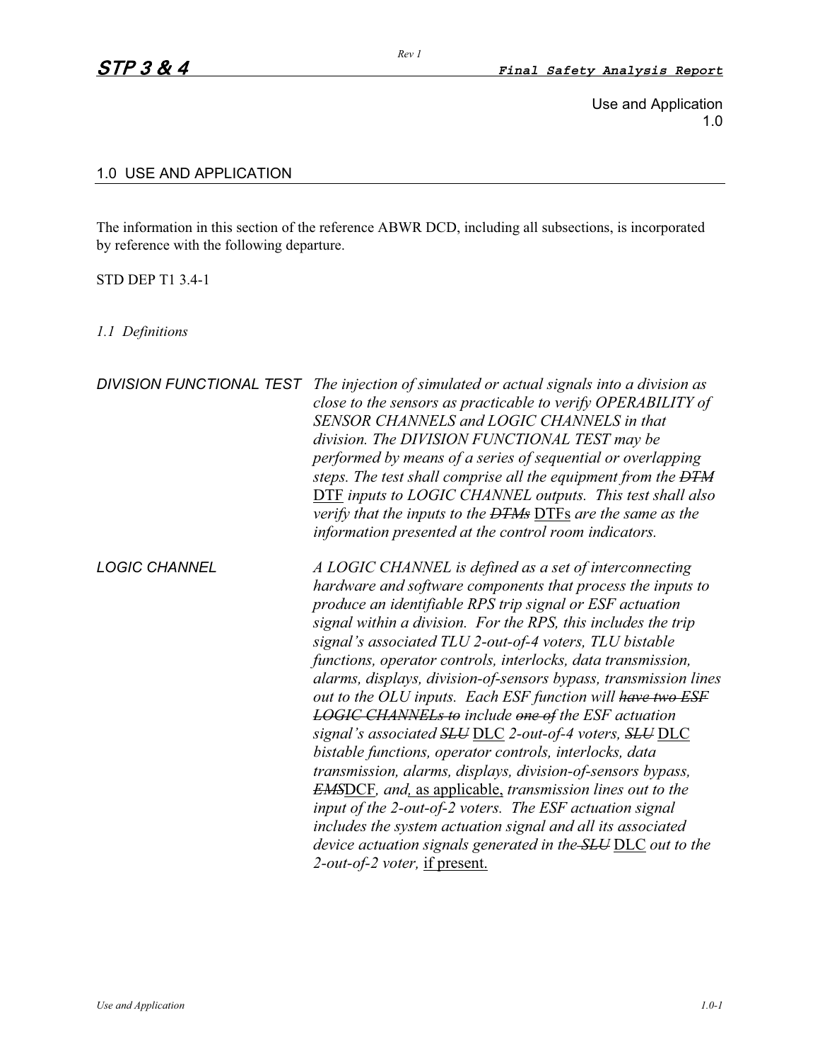## 1.0 USE AND APPLICATION

The information in this section of the reference ABWR DCD, including all subsections, is incorporated by reference with the following departure.

STD DEP T1 3.4-1

### *1.1 Definitions*

| | |
|---|---|
| *DIVISION FUNCTIONAL TEST* | *The injection of simulated or actual signals into a division as close to the sensors as practicable to verify OPERABILITY of SENSOR CHANNELS and LOGIC CHANNELS in that division. The DIVISION FUNCTIONAL TEST may be performed by means of a series of sequential or overlapping steps. The test shall comprise all the equipment from the ~~DTM~~* <u>DTF</u> *inputs to LOGIC CHANNEL outputs. This test shall also verify that the inputs to the ~~DTMs~~* <u>DTFs</u> *are the same as the information presented at the control room indicators.* |
| *LOGIC CHANNEL* | *A LOGIC CHANNEL is defined as a set of interconnecting hardware and software components that process the inputs to produce an identifiable RPS trip signal or ESF actuation signal within a division. For the RPS, this includes the trip signal's associated TLU 2-out-of-4 voters, TLU bistable functions, operator controls, interlocks, data transmission, alarms, displays, division-of-sensors bypass, transmission lines out to the OLU inputs. Each ESF function will ~~have two ESF LOGIC CHANNELs to~~ include ~~one of~~ the ESF actuation signal's associated ~~SLU~~* <u>DLC</u> *2-out-of-4 voters, ~~SLU~~* <u>DLC</u> *bistable functions, operator controls, interlocks, data transmission, alarms, displays, division-of-sensors bypass, ~~EMS~~*<u>DCF</u>*, and*<u>, as applicable,</u> *transmission lines out to the input of the 2-out-of-2 voters. The ESF actuation signal includes the system actuation signal and all its associated device actuation signals generated in the ~~SLU~~* <u>DLC</u> *out to the 2-out-of-2 voter,* <u>if present.</u> |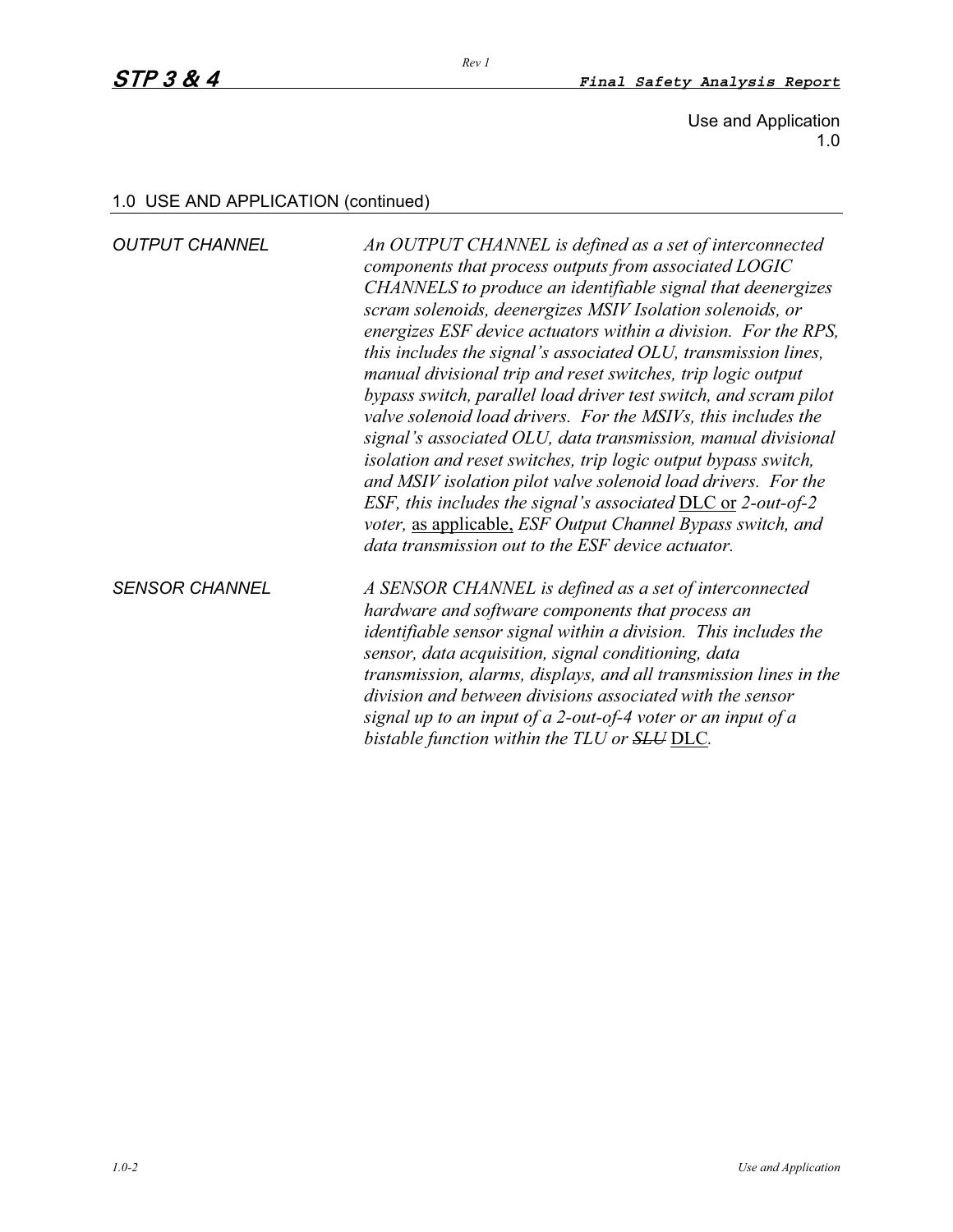Use and Application
1.0

## 1.0 USE AND APPLICATION (continued)

| | |
|---|---|
| *OUTPUT CHANNEL* | *An OUTPUT CHANNEL is defined as a set of interconnected components that process outputs from associated LOGIC CHANNELS to produce an identifiable signal that deenergizes scram solenoids, deenergizes MSIV Isolation solenoids, or energizes ESF device actuators within a division. For the RPS, this includes the signal's associated OLU, transmission lines, manual divisional trip and reset switches, trip logic output bypass switch, parallel load driver test switch, and scram pilot valve solenoid load drivers. For the MSIVs, this includes the signal's associated OLU, data transmission, manual divisional isolation and reset switches, trip logic output bypass switch, and MSIV isolation pilot valve solenoid load drivers. For the ESF, this includes the signal's associated* <u>DLC or</u> *2-out-of-2 voter,* <u>as applicable,</u> *ESF Output Channel Bypass switch, and data transmission out to the ESF device actuator.* |
| *SENSOR CHANNEL* | *A SENSOR CHANNEL is defined as a set of interconnected hardware and software components that process an identifiable sensor signal within a division. This includes the sensor, data acquisition, signal conditioning, data transmission, alarms, displays, and all transmission lines in the division and between divisions associated with the sensor signal up to an input of a 2-out-of-4 voter or an input of a bistable function within the TLU or* ~~*SLU*~~ <u>DLC</u>*.* |